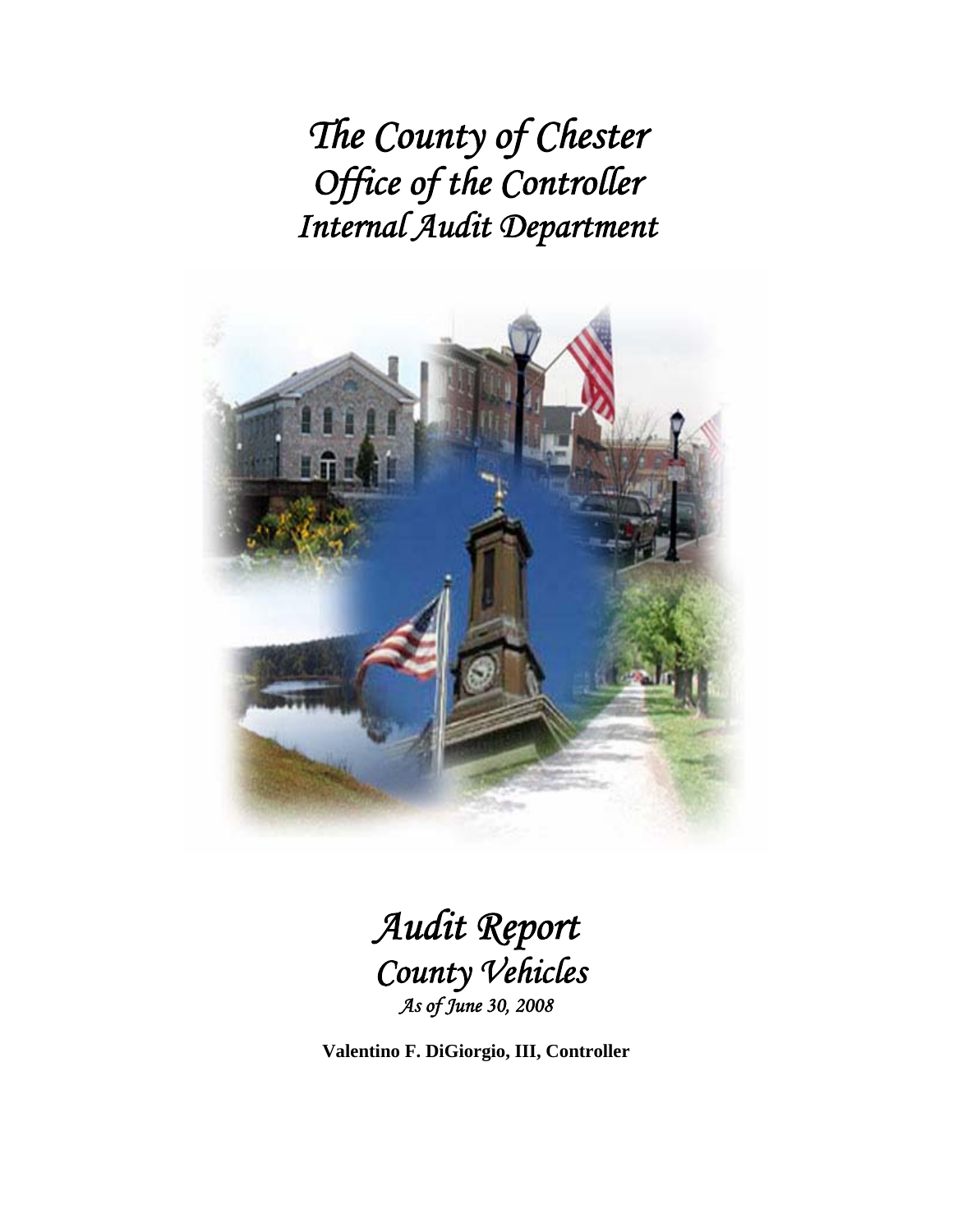# *The County of Chester*
# *Office of the Controller*
# *Internal Audit Department*

# *Audit Report*
## *County Vehicles*
*As of June 30, 2008*

**Valentino F. DiGiorgio, III, Controller**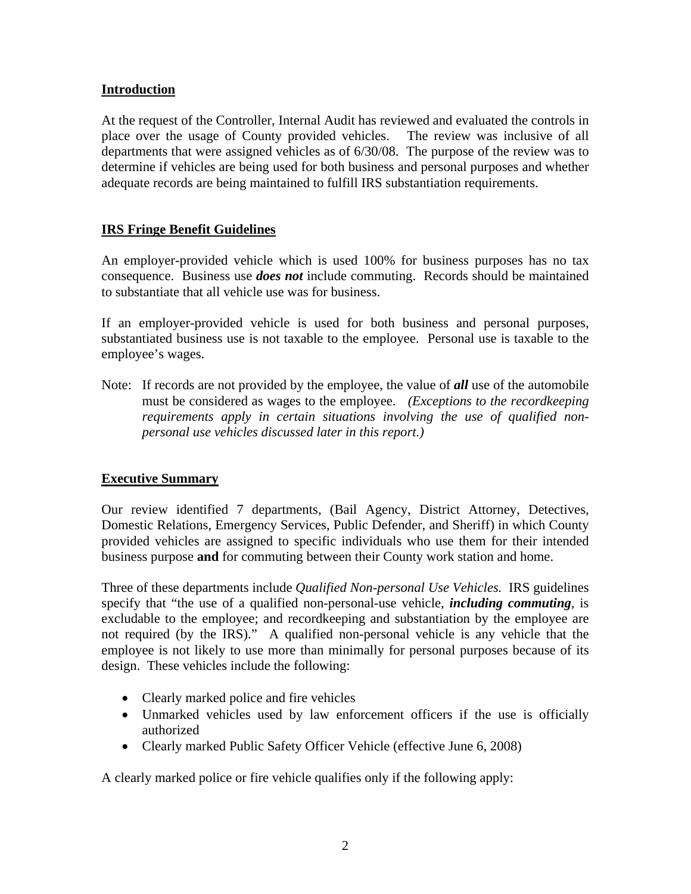## Introduction

At the request of the Controller, Internal Audit has reviewed and evaluated the controls in place over the usage of County provided vehicles. The review was inclusive of all departments that were assigned vehicles as of 6/30/08. The purpose of the review was to determine if vehicles are being used for both business and personal purposes and whether adequate records are being maintained to fulfill IRS substantiation requirements.

## IRS Fringe Benefit Guidelines

An employer-provided vehicle which is used 100% for business purposes has no tax consequence. Business use ***does not*** include commuting. Records should be maintained to substantiate that all vehicle use was for business.

If an employer-provided vehicle is used for both business and personal purposes, substantiated business use is not taxable to the employee. Personal use is taxable to the employee's wages.

Note: If records are not provided by the employee, the value of ***all*** use of the automobile must be considered as wages to the employee. *(Exceptions to the recordkeeping requirements apply in certain situations involving the use of qualified non-personal use vehicles discussed later in this report.)*

## Executive Summary

Our review identified 7 departments, (Bail Agency, District Attorney, Detectives, Domestic Relations, Emergency Services, Public Defender, and Sheriff) in which County provided vehicles are assigned to specific individuals who use them for their intended business purpose **and** for commuting between their County work station and home.

Three of these departments include *Qualified Non-personal Use Vehicles.* IRS guidelines specify that "the use of a qualified non-personal-use vehicle, ***including commuting***, is excludable to the employee; and recordkeeping and substantiation by the employee are not required (by the IRS)." A qualified non-personal vehicle is any vehicle that the employee is not likely to use more than minimally for personal purposes because of its design. These vehicles include the following:

- Clearly marked police and fire vehicles
- Unmarked vehicles used by law enforcement officers if the use is officially authorized
- Clearly marked Public Safety Officer Vehicle (effective June 6, 2008)

A clearly marked police or fire vehicle qualifies only if the following apply: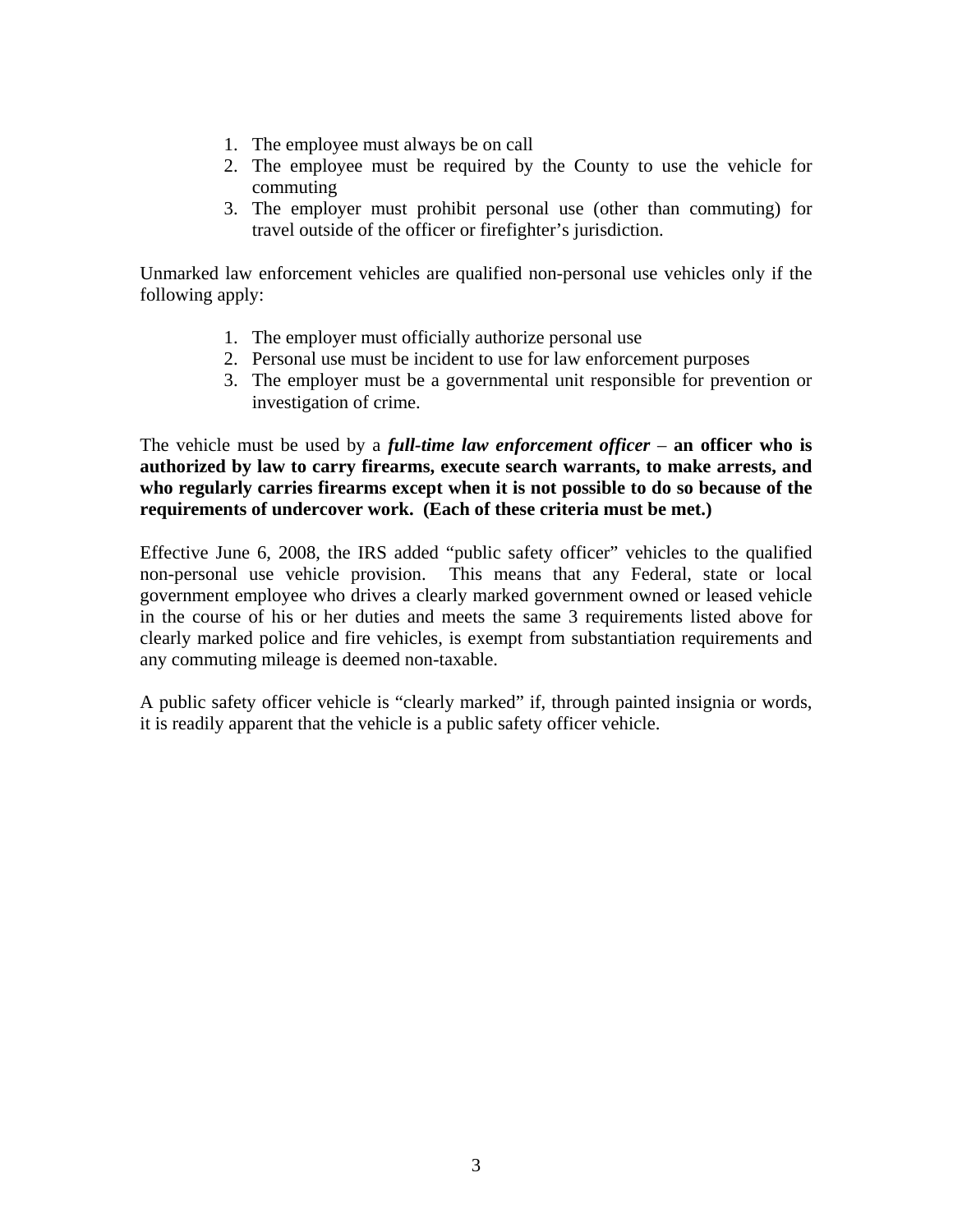1. The employee must always be on call
2. The employee must be required by the County to use the vehicle for commuting
3. The employer must prohibit personal use (other than commuting) for travel outside of the officer or firefighter's jurisdiction.

Unmarked law enforcement vehicles are qualified non-personal use vehicles only if the following apply:

1. The employer must officially authorize personal use
2. Personal use must be incident to use for law enforcement purposes
3. The employer must be a governmental unit responsible for prevention or investigation of crime.

The vehicle must be used by a ***full-time law enforcement officer*** – **an officer who is authorized by law to carry firearms, execute search warrants, to make arrests, and who regularly carries firearms except when it is not possible to do so because of the requirements of undercover work. (Each of these criteria must be met.)**

Effective June 6, 2008, the IRS added "public safety officer" vehicles to the qualified non-personal use vehicle provision. This means that any Federal, state or local government employee who drives a clearly marked government owned or leased vehicle in the course of his or her duties and meets the same 3 requirements listed above for clearly marked police and fire vehicles, is exempt from substantiation requirements and any commuting mileage is deemed non-taxable.

A public safety officer vehicle is "clearly marked" if, through painted insignia or words, it is readily apparent that the vehicle is a public safety officer vehicle.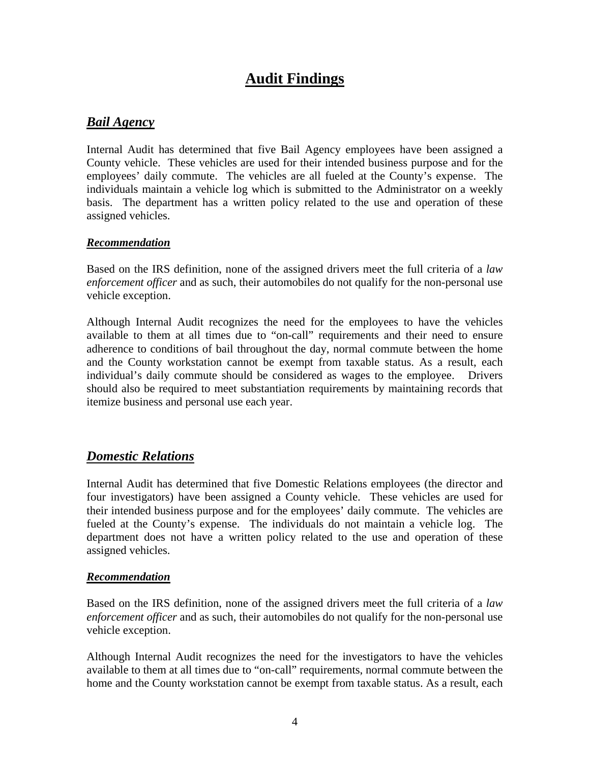# Audit Findings

## *Bail Agency*

Internal Audit has determined that five Bail Agency employees have been assigned a County vehicle. These vehicles are used for their intended business purpose and for the employees' daily commute. The vehicles are all fueled at the County's expense. The individuals maintain a vehicle log which is submitted to the Administrator on a weekly basis. The department has a written policy related to the use and operation of these assigned vehicles.

### *Recommendation*

Based on the IRS definition, none of the assigned drivers meet the full criteria of a *law enforcement officer* and as such, their automobiles do not qualify for the non-personal use vehicle exception.

Although Internal Audit recognizes the need for the employees to have the vehicles available to them at all times due to "on-call" requirements and their need to ensure adherence to conditions of bail throughout the day, normal commute between the home and the County workstation cannot be exempt from taxable status. As a result, each individual's daily commute should be considered as wages to the employee. Drivers should also be required to meet substantiation requirements by maintaining records that itemize business and personal use each year.

## *Domestic Relations*

Internal Audit has determined that five Domestic Relations employees (the director and four investigators) have been assigned a County vehicle. These vehicles are used for their intended business purpose and for the employees' daily commute. The vehicles are fueled at the County's expense. The individuals do not maintain a vehicle log. The department does not have a written policy related to the use and operation of these assigned vehicles.

### *Recommendation*

Based on the IRS definition, none of the assigned drivers meet the full criteria of a *law enforcement officer* and as such, their automobiles do not qualify for the non-personal use vehicle exception.

Although Internal Audit recognizes the need for the investigators to have the vehicles available to them at all times due to "on-call" requirements, normal commute between the home and the County workstation cannot be exempt from taxable status. As a result, each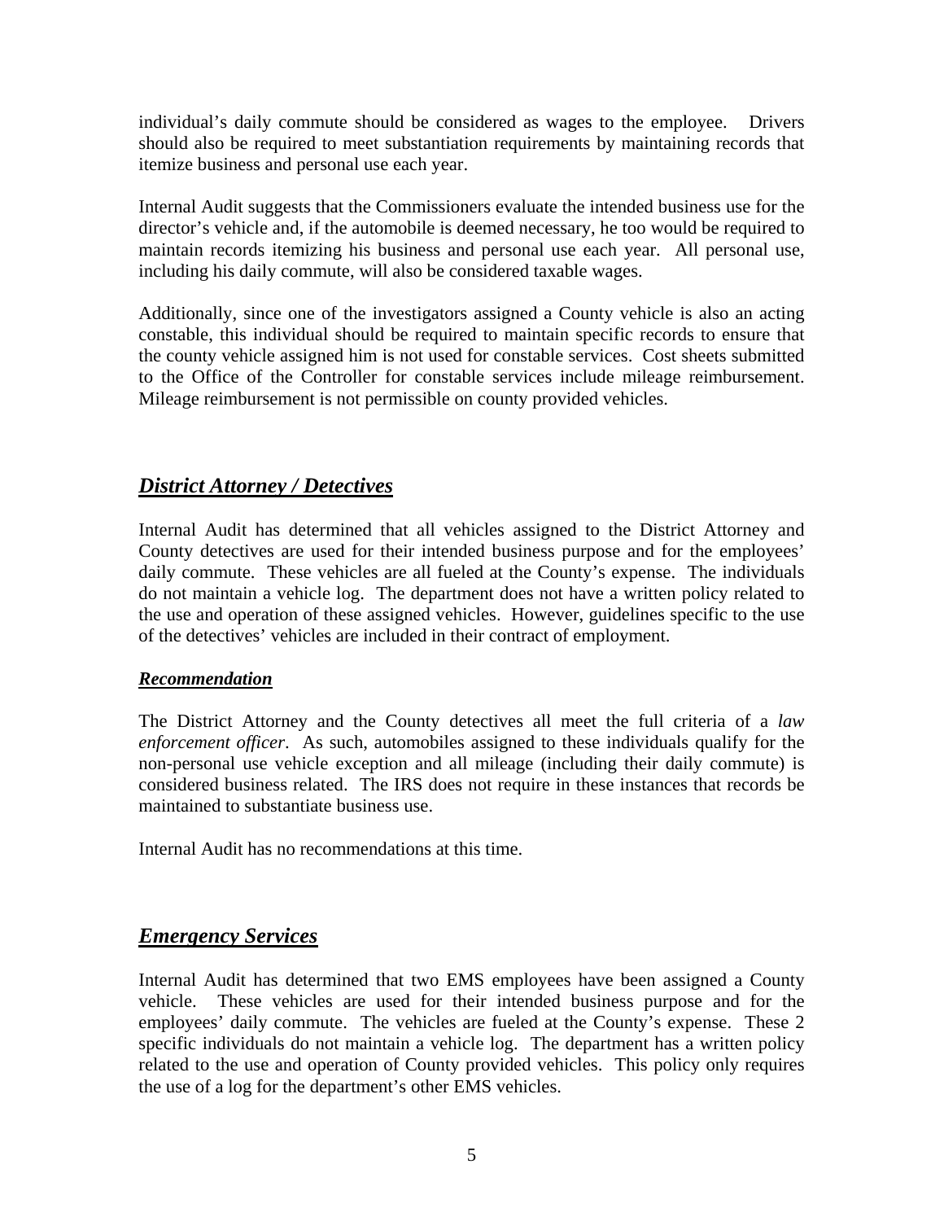individual's daily commute should be considered as wages to the employee. Drivers should also be required to meet substantiation requirements by maintaining records that itemize business and personal use each year.

Internal Audit suggests that the Commissioners evaluate the intended business use for the director's vehicle and, if the automobile is deemed necessary, he too would be required to maintain records itemizing his business and personal use each year. All personal use, including his daily commute, will also be considered taxable wages.

Additionally, since one of the investigators assigned a County vehicle is also an acting constable, this individual should be required to maintain specific records to ensure that the county vehicle assigned him is not used for constable services. Cost sheets submitted to the Office of the Controller for constable services include mileage reimbursement. Mileage reimbursement is not permissible on county provided vehicles.

## ***District Attorney / Detectives***

Internal Audit has determined that all vehicles assigned to the District Attorney and County detectives are used for their intended business purpose and for the employees' daily commute. These vehicles are all fueled at the County's expense. The individuals do not maintain a vehicle log. The department does not have a written policy related to the use and operation of these assigned vehicles. However, guidelines specific to the use of the detectives' vehicles are included in their contract of employment.

### ***Recommendation***

The District Attorney and the County detectives all meet the full criteria of a *law enforcement officer*. As such, automobiles assigned to these individuals qualify for the non-personal use vehicle exception and all mileage (including their daily commute) is considered business related. The IRS does not require in these instances that records be maintained to substantiate business use.

Internal Audit has no recommendations at this time.

## ***Emergency Services***

Internal Audit has determined that two EMS employees have been assigned a County vehicle. These vehicles are used for their intended business purpose and for the employees' daily commute. The vehicles are fueled at the County's expense. These 2 specific individuals do not maintain a vehicle log. The department has a written policy related to the use and operation of County provided vehicles. This policy only requires the use of a log for the department's other EMS vehicles.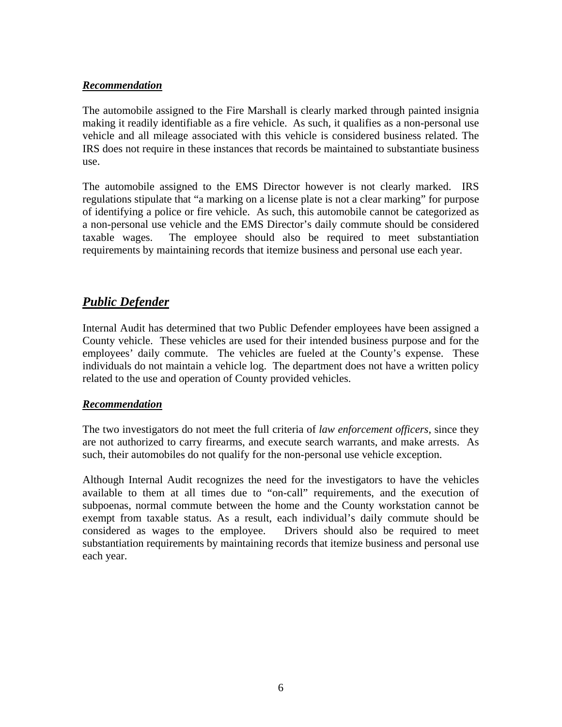***Recommendation***

The automobile assigned to the Fire Marshall is clearly marked through painted insignia making it readily identifiable as a fire vehicle. As such, it qualifies as a non-personal use vehicle and all mileage associated with this vehicle is considered business related. The IRS does not require in these instances that records be maintained to substantiate business use.

The automobile assigned to the EMS Director however is not clearly marked. IRS regulations stipulate that "a marking on a license plate is not a clear marking" for purpose of identifying a police or fire vehicle. As such, this automobile cannot be categorized as a non-personal use vehicle and the EMS Director's daily commute should be considered taxable wages. The employee should also be required to meet substantiation requirements by maintaining records that itemize business and personal use each year.

## ***Public Defender***

Internal Audit has determined that two Public Defender employees have been assigned a County vehicle. These vehicles are used for their intended business purpose and for the employees' daily commute. The vehicles are fueled at the County's expense. These individuals do not maintain a vehicle log. The department does not have a written policy related to the use and operation of County provided vehicles.

***Recommendation***

The two investigators do not meet the full criteria of *law enforcement officers*, since they are not authorized to carry firearms, and execute search warrants, and make arrests. As such, their automobiles do not qualify for the non-personal use vehicle exception.

Although Internal Audit recognizes the need for the investigators to have the vehicles available to them at all times due to "on-call" requirements, and the execution of subpoenas, normal commute between the home and the County workstation cannot be exempt from taxable status. As a result, each individual's daily commute should be considered as wages to the employee. Drivers should also be required to meet substantiation requirements by maintaining records that itemize business and personal use each year.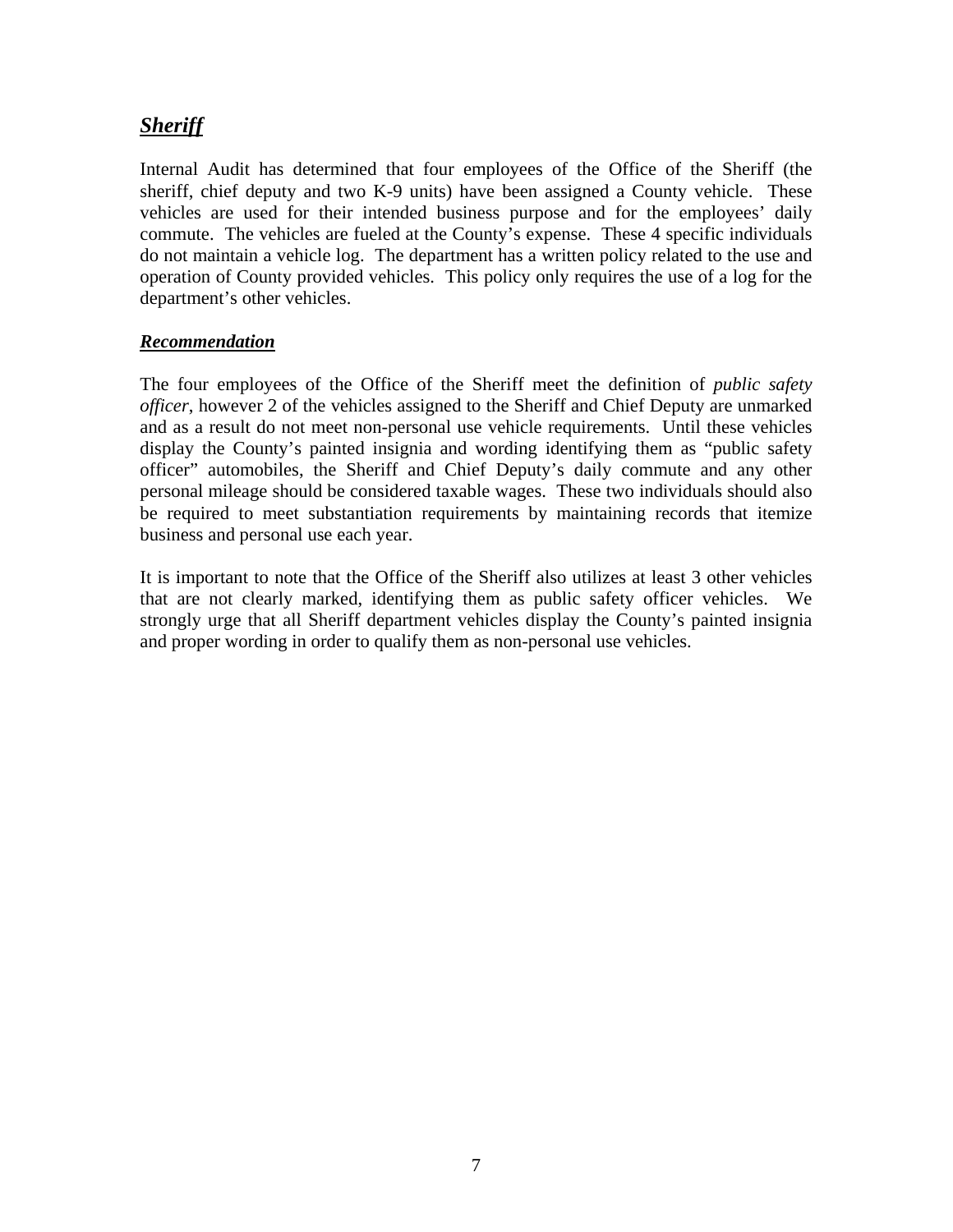## ***Sheriff***

Internal Audit has determined that four employees of the Office of the Sheriff (the sheriff, chief deputy and two K-9 units) have been assigned a County vehicle. These vehicles are used for their intended business purpose and for the employees' daily commute. The vehicles are fueled at the County's expense. These 4 specific individuals do not maintain a vehicle log. The department has a written policy related to the use and operation of County provided vehicles. This policy only requires the use of a log for the department's other vehicles.

### ***Recommendation***

The four employees of the Office of the Sheriff meet the definition of *public safety officer*, however 2 of the vehicles assigned to the Sheriff and Chief Deputy are unmarked and as a result do not meet non-personal use vehicle requirements. Until these vehicles display the County's painted insignia and wording identifying them as "public safety officer" automobiles, the Sheriff and Chief Deputy's daily commute and any other personal mileage should be considered taxable wages. These two individuals should also be required to meet substantiation requirements by maintaining records that itemize business and personal use each year.

It is important to note that the Office of the Sheriff also utilizes at least 3 other vehicles that are not clearly marked, identifying them as public safety officer vehicles. We strongly urge that all Sheriff department vehicles display the County's painted insignia and proper wording in order to qualify them as non-personal use vehicles.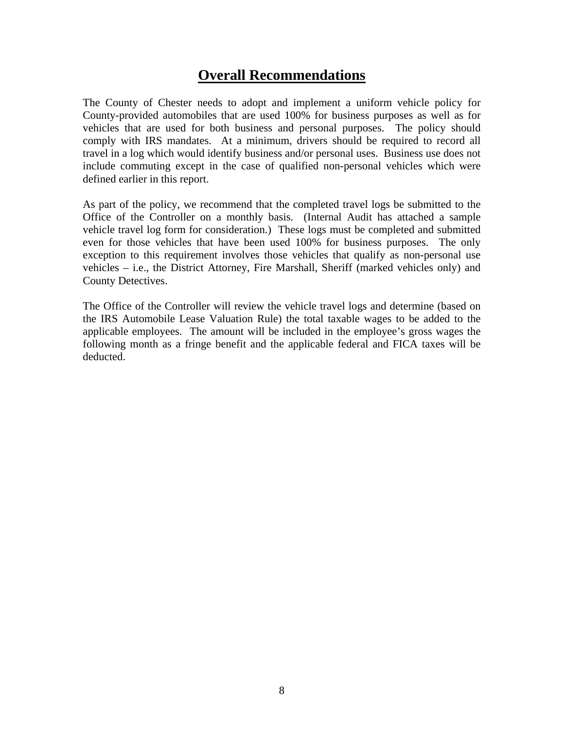# Overall Recommendations

The County of Chester needs to adopt and implement a uniform vehicle policy for County-provided automobiles that are used 100% for business purposes as well as for vehicles that are used for both business and personal purposes. The policy should comply with IRS mandates. At a minimum, drivers should be required to record all travel in a log which would identify business and/or personal uses. Business use does not include commuting except in the case of qualified non-personal vehicles which were defined earlier in this report.

As part of the policy, we recommend that the completed travel logs be submitted to the Office of the Controller on a monthly basis. (Internal Audit has attached a sample vehicle travel log form for consideration.) These logs must be completed and submitted even for those vehicles that have been used 100% for business purposes. The only exception to this requirement involves those vehicles that qualify as non-personal use vehicles – i.e., the District Attorney, Fire Marshall, Sheriff (marked vehicles only) and County Detectives.

The Office of the Controller will review the vehicle travel logs and determine (based on the IRS Automobile Lease Valuation Rule) the total taxable wages to be added to the applicable employees. The amount will be included in the employee's gross wages the following month as a fringe benefit and the applicable federal and FICA taxes will be deducted.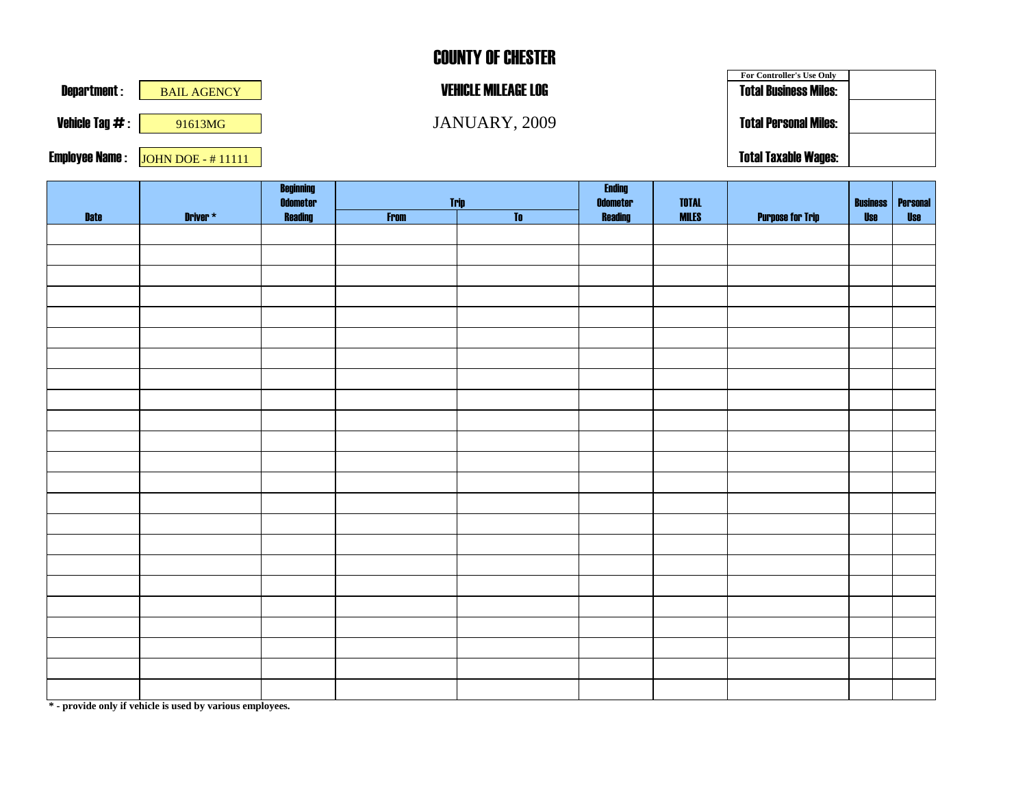# COUNTY OF CHESTER

## VEHICLE MILEAGE LOG

JANUARY, 2009

**Department :** BAIL AGENCY

**Vehicle Tag # :** 91613MG

**Employee Name :** JOHN DOE - # 11111

| For Controller's Use Only | |
|---|---|
| **Total Business Miles:** | |
| **Total Personal Miles:** | |
| **Total Taxable Wages:** | |

| Date | Driver * | Beginning Odometer Reading | Trip | | Ending Odometer Reading | TOTAL MILES | Purpose for Trip | Business Use | Personal Use |
|---|---|---|---|---|---|---|---|---|---|
| | | | From | To | | | | | |
| | | | | | | | | | |
| | | | | | | | | | |
| | | | | | | | | | |
| | | | | | | | | | |
| | | | | | | | | | |
| | | | | | | | | | |
| | | | | | | | | | |
| | | | | | | | | | |
| | | | | | | | | | |
| | | | | | | | | | |
| | | | | | | | | | |
| | | | | | | | | | |
| | | | | | | | | | |
| | | | | | | | | | |
| | | | | | | | | | |
| | | | | | | | | | |
| | | | | | | | | | |
| | | | | | | | | | |
| | | | | | | | | | |
| | | | | | | | | | |
| | | | | | | | | | |
| | | | | | | | | | |
| | | | | | | | | | |

**\* - provide only if vehicle is used by various employees.**